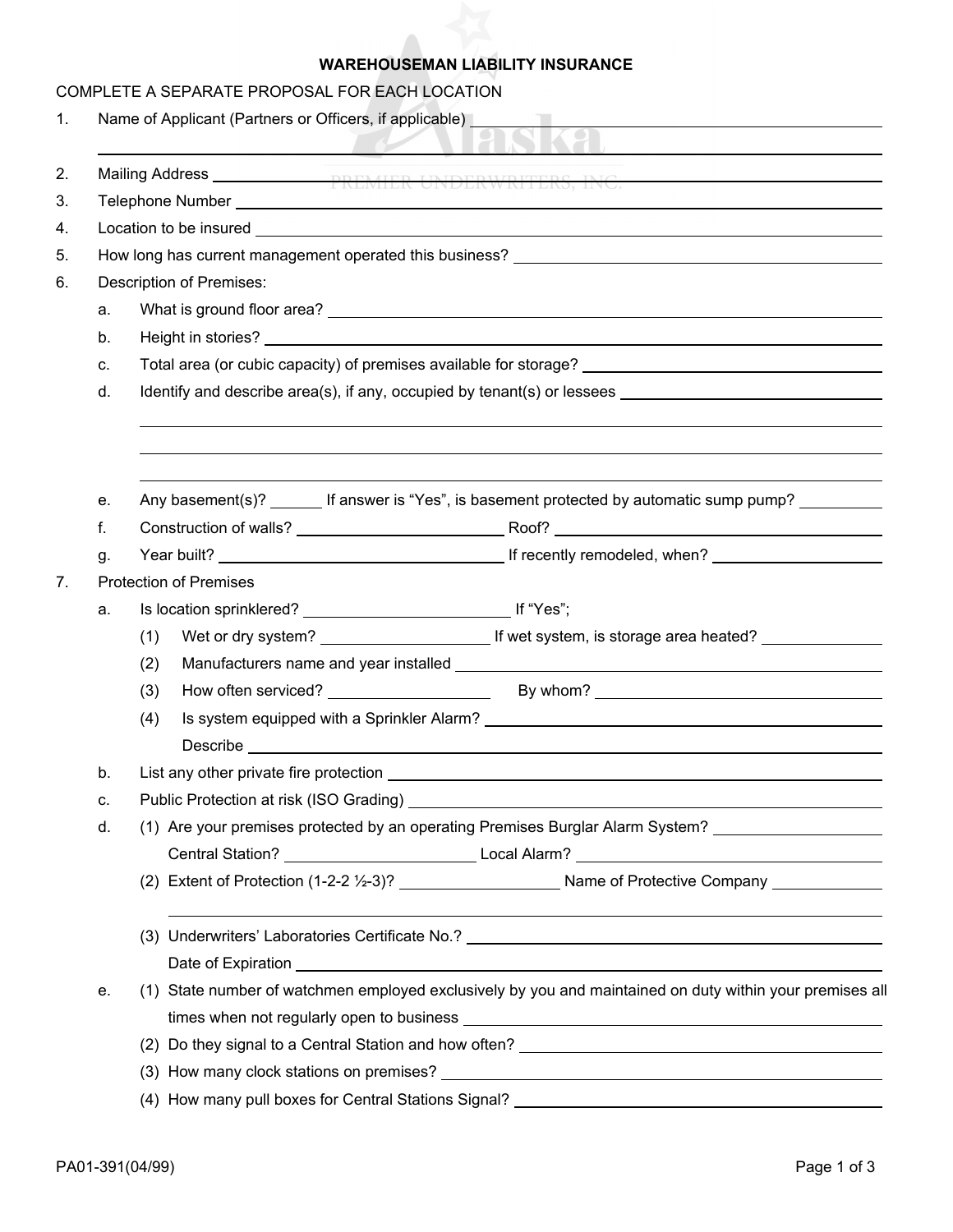# WAREHOUSEMAN LIABILITY INSURANCE

COMPLETE A SEPARATE PROPOSAL FOR EACH LOCATION

1. Name of Applicant (Partners or Officers, if applicable) ______________________________

   ______________________________

2. Mailing Address ______________________________
3. Telephone Number ______________________________
4. Location to be insured ______________________________
5. How long has current management operated this business? ______________________________
6. Description of Premises:
   a. What is ground floor area? ______________________________
   b. Height in stories? ______________________________
   c. Total area (or cubic capacity) of premises available for storage? ______________________________
   d. Identify and describe area(s), if any, occupied by tenant(s) or lessees ______________________________

      ______________________________

      ______________________________

      ______________________________

   e. Any basement(s)? ______ If answer is "Yes", is basement protected by automatic sump pump? __________
   f. Construction of walls? ______________ Roof? ______________
   g. Year built? ______________ If recently remodeled, when? ______________
7. Protection of Premises
   a. Is location sprinklered? ______________ If "Yes";
      (1) Wet or dry system? ______________ If wet system, is storage area heated? ______________
      (2) Manufacturers name and year installed ______________________________
      (3) How often serviced? ______________ By whom? ______________
      (4) Is system equipped with a Sprinkler Alarm? ______________________________

          Describe ______________________________
   b. List any other private fire protection ______________________________
   c. Public Protection at risk (ISO Grading) ______________________________
   d. (1) Are your premises protected by an operating Premises Burglar Alarm System? ______________

          Central Station? ______________ Local Alarm? ______________

      (2) Extent of Protection (1-2-2 ½-3)? ______________ Name of Protective Company ______________

          ______________________________

      (3) Underwriters' Laboratories Certificate No.? ______________________________

          Date of Expiration ______________________________
   e. (1) State number of watchmen employed exclusively by you and maintained on duty within your premises all times when not regularly open to business ______________________________

      (2) Do they signal to a Central Station and how often? ______________________________

      (3) How many clock stations on premises? ______________________________

      (4) How many pull boxes for Central Stations Signal? ______________________________

PA01-391(04/99)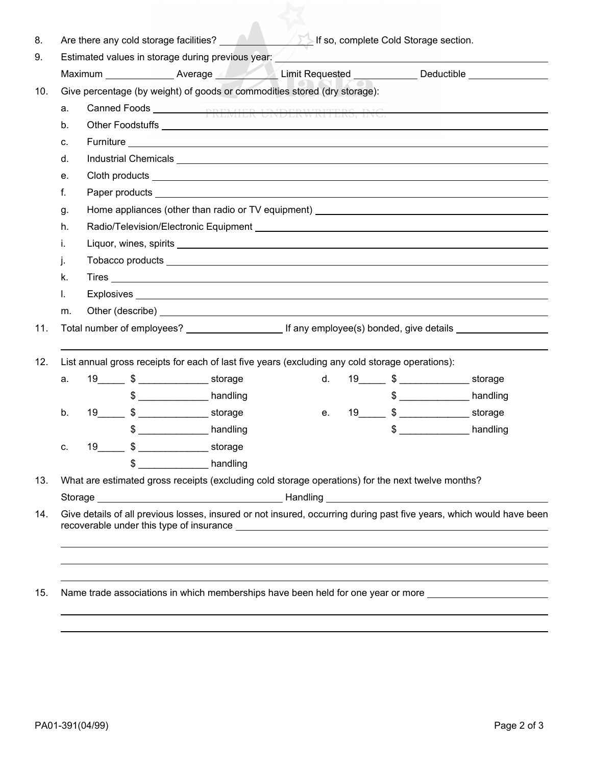8. Are there any cold storage facilities? ________________ If so, complete Cold Storage section.

9. Estimated values in storage during previous year: ____________________

   Maximum ____________ Average ____________ Limit Requested ____________ Deductible ____________

10. Give percentage (by weight) of goods or commodities stored (dry storage):

    a. Canned Foods ____________________
    b. Other Foodstuffs ____________________
    c. Furniture ____________________
    d. Industrial Chemicals ____________________
    e. Cloth products ____________________
    f. Paper products ____________________
    g. Home appliances (other than radio or TV equipment) ____________________
    h. Radio/Television/Electronic Equipment ____________________
    i. Liquor, wines, spirits ____________________
    j. Tobacco products ____________________
    k. Tires ____________________
    l. Explosives ____________________
    m. Other (describe) ____________________

11. Total number of employees? ________________ If any employee(s) bonded, give details ________________

    ____________________________________________

12. List annual gross receipts for each of last five years (excluding any cold storage operations):

    a. 19_____ $ _____________ storage
       $ _____________ handling
    b. 19_____ $ _____________ storage
       $ _____________ handling
    c. 19_____ $ _____________ storage
       $ _____________ handling
    d. 19_____ $ _____________ storage
       $ _____________ handling
    e. 19_____ $ _____________ storage
       $ _____________ handling

13. What are estimated gross receipts (excluding cold storage operations) for the next twelve months?

    Storage ____________________ Handling ____________________

14. Give details of all previous losses, insured or not insured, occurring during past five years, which would have been recoverable under this type of insurance ____________________

    ____________________________________________

    ____________________________________________

    ____________________________________________

15. Name trade associations in which memberships have been held for one year or more ____________________

    ____________________________________________

    ____________________________________________

PA01-391(04/99)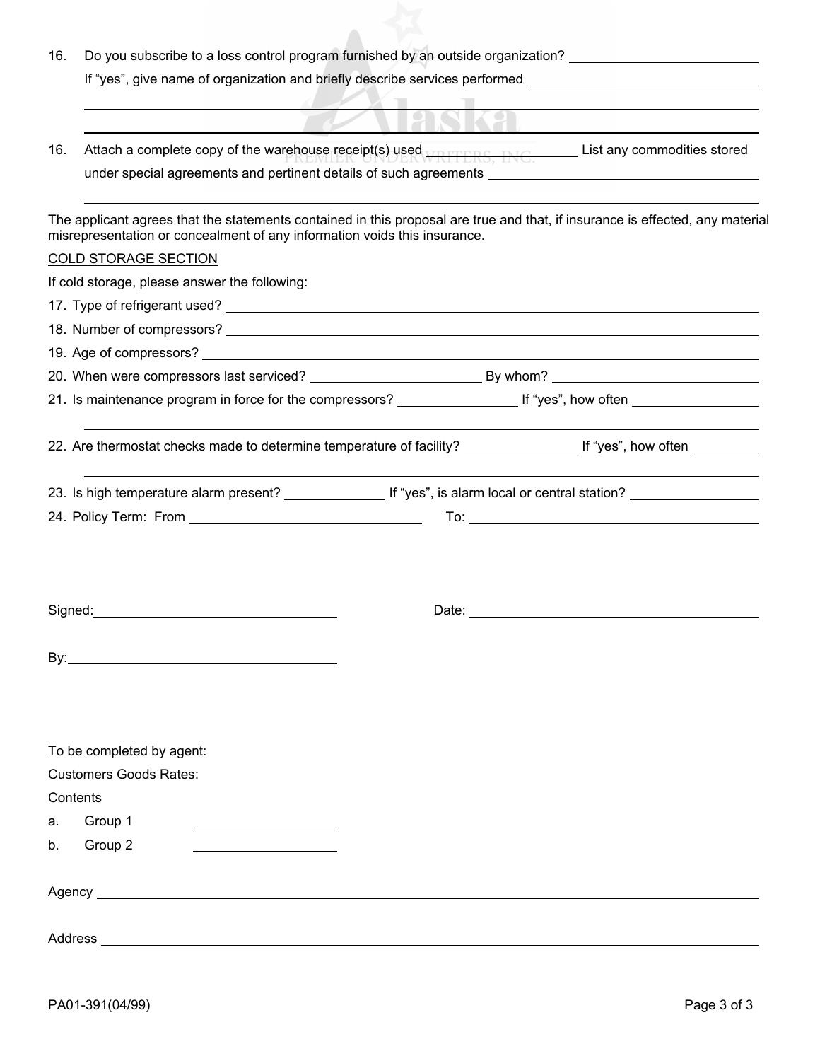16. Do you subscribe to a loss control program furnished by an outside organization? ____________________

If "yes", give name of organization and briefly describe services performed ____________________

____________________

____________________

16. Attach a complete copy of the warehouse receipt(s) used ____________________ List any commodities stored under special agreements and pertinent details of such agreements ____________________

____________________

The applicant agrees that the statements contained in this proposal are true and that, if insurance is effected, any material misrepresentation or concealment of any information voids this insurance.

COLD STORAGE SECTION

If cold storage, please answer the following:

17. Type of refrigerant used? ____________________
18. Number of compressors? ____________________
19. Age of compressors? ____________________
20. When were compressors last serviced? ____________________ By whom? ____________________
21. Is maintenance program in force for the compressors? ____________________ If "yes", how often ____________________

    ____________________
22. Are thermostat checks made to determine temperature of facility? ____________________ If "yes", how often ____________________

    ____________________
23. Is high temperature alarm present? ____________________ If "yes", is alarm local or central station? ____________________
24. Policy Term: From ____________________ To: ____________________

Signed: ____________________ Date: ____________________

By: ____________________

To be completed by agent:

Customers Goods Rates:

Contents

a. Group 1 ____________________

b. Group 2 ____________________

Agency ____________________

Address ____________________

PA01-391(04/99)